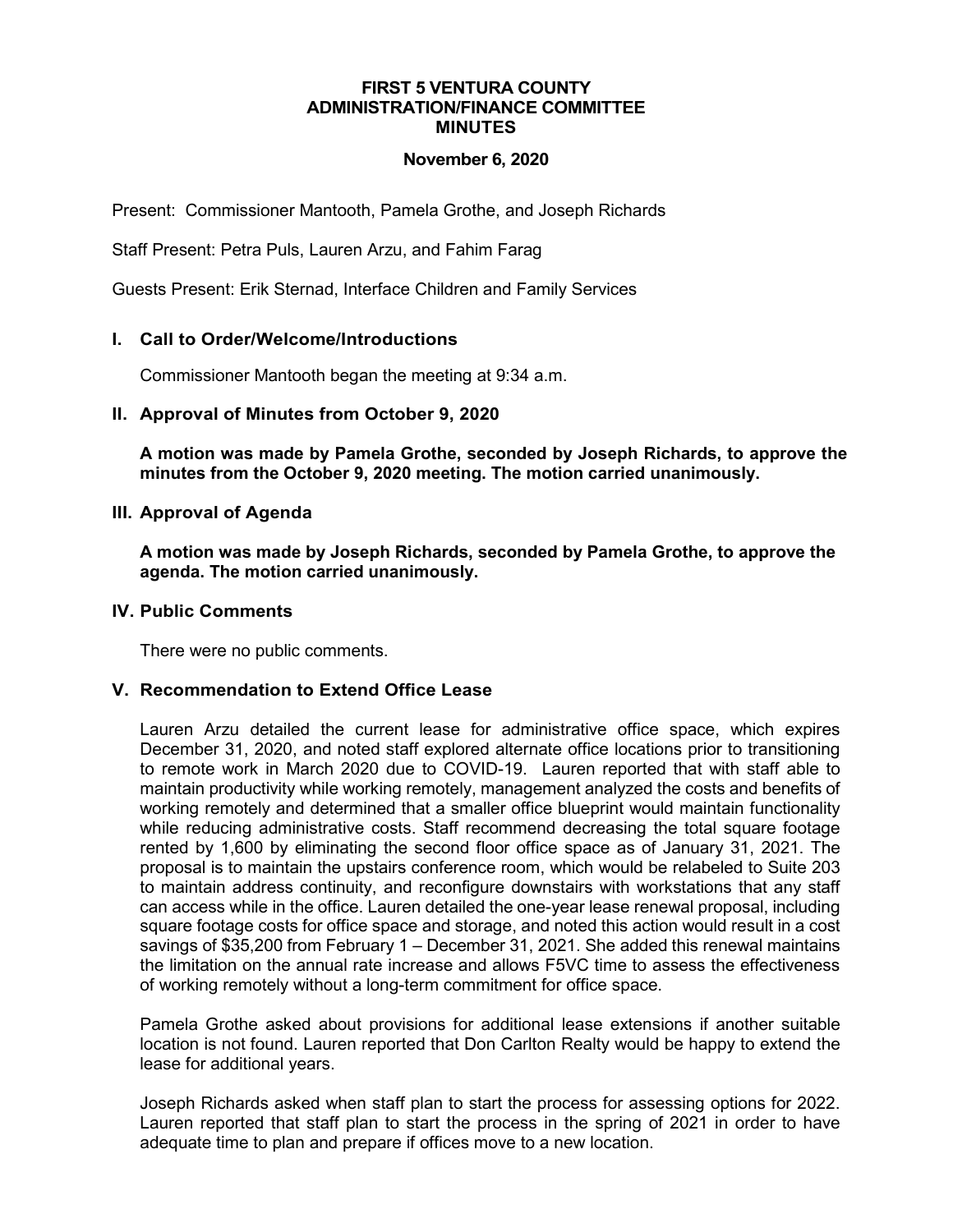# FIRST 5 VENTURA COUNTY
# ADMINISTRATION/FINANCE COMMITTEE
# MINUTES

**November 6, 2020**

Present: Commissioner Mantooth, Pamela Grothe, and Joseph Richards

Staff Present: Petra Puls, Lauren Arzu, and Fahim Farag

Guests Present: Erik Sternad, Interface Children and Family Services

## I. Call to Order/Welcome/Introductions

Commissioner Mantooth began the meeting at 9:34 a.m.

## II. Approval of Minutes from October 9, 2020

**A motion was made by Pamela Grothe, seconded by Joseph Richards, to approve the minutes from the October 9, 2020 meeting. The motion carried unanimously.**

## III. Approval of Agenda

**A motion was made by Joseph Richards, seconded by Pamela Grothe, to approve the agenda. The motion carried unanimously.**

## IV. Public Comments

There were no public comments.

## V. Recommendation to Extend Office Lease

Lauren Arzu detailed the current lease for administrative office space, which expires December 31, 2020, and noted staff explored alternate office locations prior to transitioning to remote work in March 2020 due to COVID-19. Lauren reported that with staff able to maintain productivity while working remotely, management analyzed the costs and benefits of working remotely and determined that a smaller office blueprint would maintain functionality while reducing administrative costs. Staff recommend decreasing the total square footage rented by 1,600 by eliminating the second floor office space as of January 31, 2021. The proposal is to maintain the upstairs conference room, which would be relabeled to Suite 203 to maintain address continuity, and reconfigure downstairs with workstations that any staff can access while in the office. Lauren detailed the one-year lease renewal proposal, including square footage costs for office space and storage, and noted this action would result in a cost savings of $35,200 from February 1 – December 31, 2021. She added this renewal maintains the limitation on the annual rate increase and allows F5VC time to assess the effectiveness of working remotely without a long-term commitment for office space.

Pamela Grothe asked about provisions for additional lease extensions if another suitable location is not found. Lauren reported that Don Carlton Realty would be happy to extend the lease for additional years.

Joseph Richards asked when staff plan to start the process for assessing options for 2022. Lauren reported that staff plan to start the process in the spring of 2021 in order to have adequate time to plan and prepare if offices move to a new location.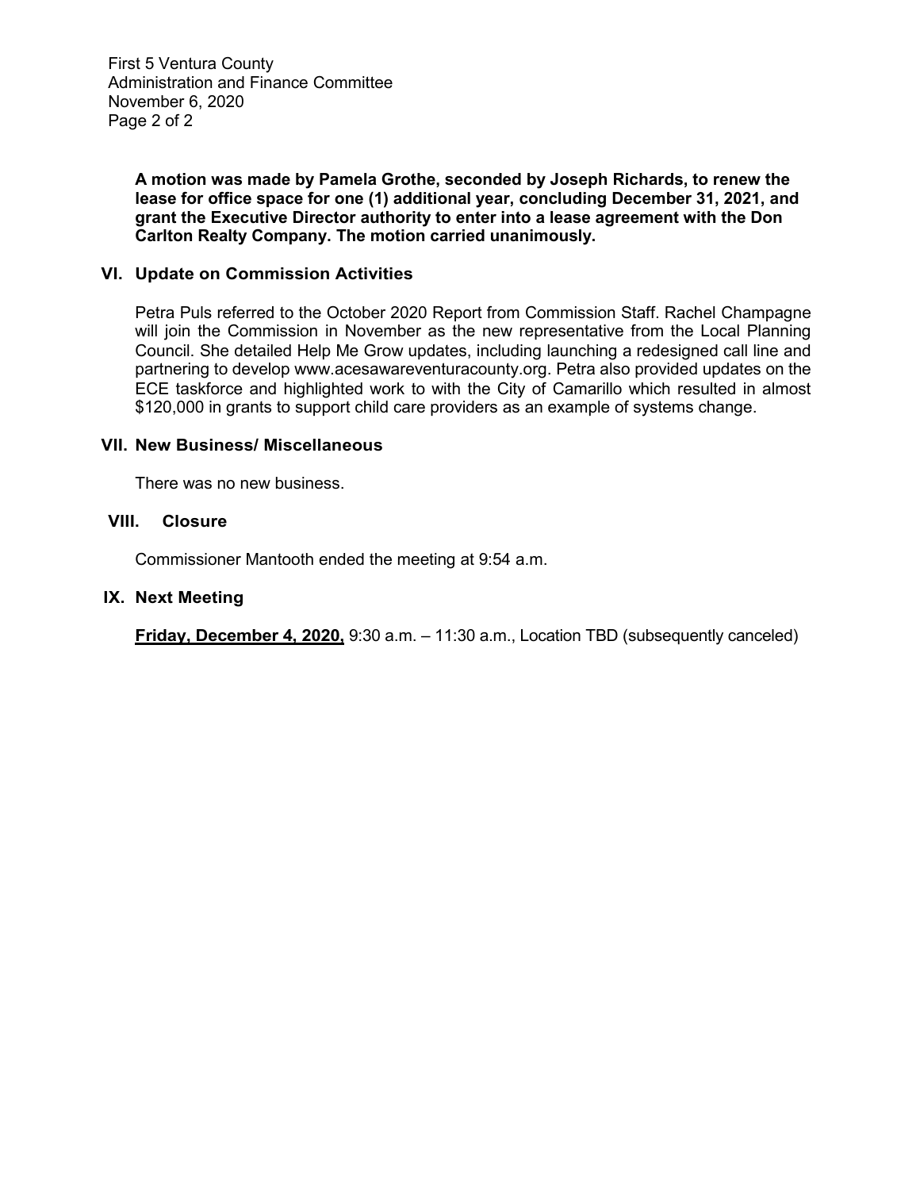**A motion was made by Pamela Grothe, seconded by Joseph Richards, to renew the lease for office space for one (1) additional year, concluding December 31, 2021, and grant the Executive Director authority to enter into a lease agreement with the Don Carlton Realty Company. The motion carried unanimously.**

## VI. Update on Commission Activities

Petra Puls referred to the October 2020 Report from Commission Staff. Rachel Champagne will join the Commission in November as the new representative from the Local Planning Council. She detailed Help Me Grow updates, including launching a redesigned call line and partnering to develop www.acesawareventuracounty.org. Petra also provided updates on the ECE taskforce and highlighted work to with the City of Camarillo which resulted in almost $120,000 in grants to support child care providers as an example of systems change.

## VII. New Business/ Miscellaneous

There was no new business.

## VIII. Closure

Commissioner Mantooth ended the meeting at 9:54 a.m.

## IX. Next Meeting

**Friday, December 4, 2020,** 9:30 a.m. – 11:30 a.m., Location TBD (subsequently canceled)